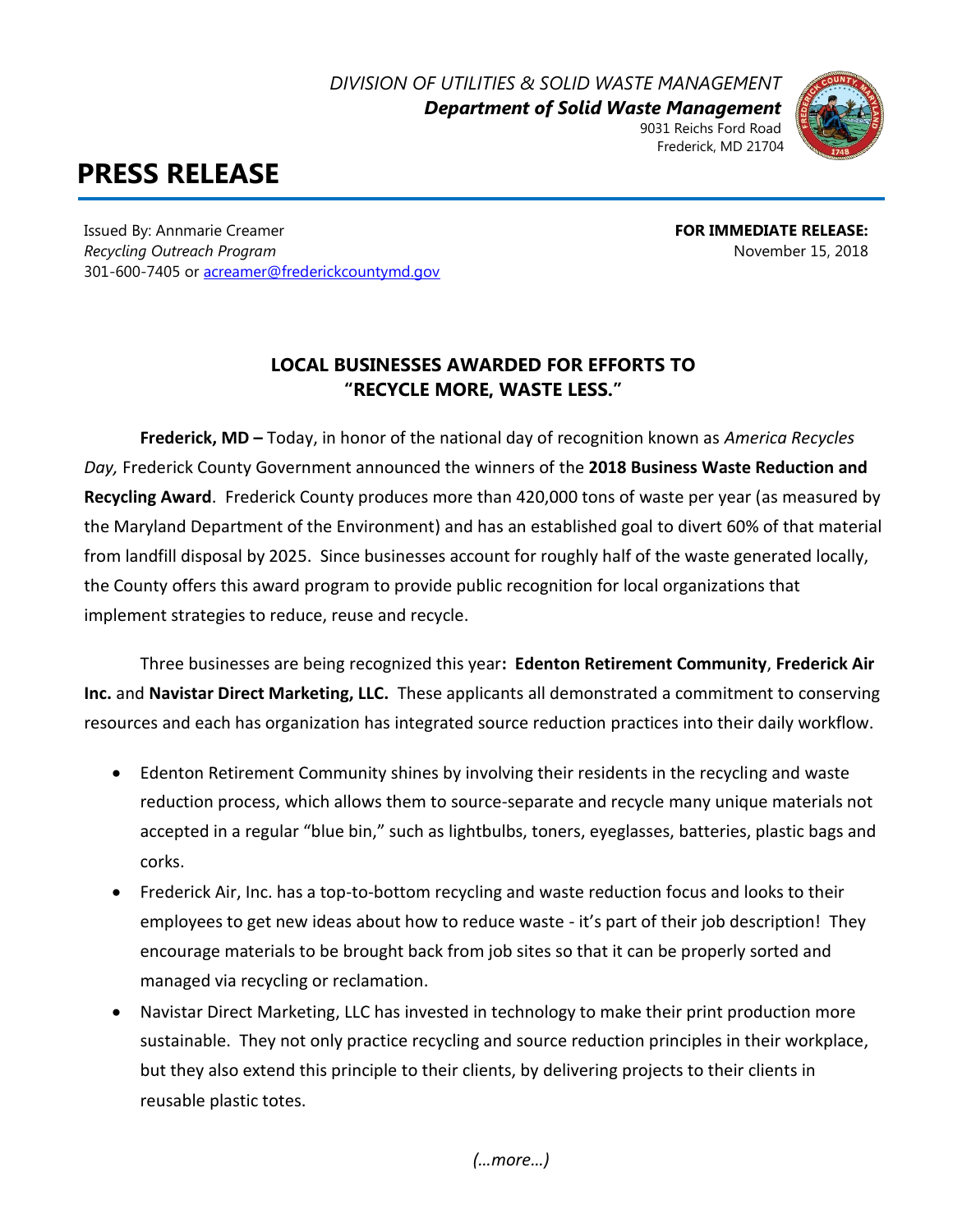DIVISION OF UTILITIES & SOLID WASTE MANAGEMENT
***Department of Solid Waste Management***
9031 Reichs Ford Road
Frederick, MD 21704

# PRESS RELEASE

Issued By: Annmarie Creamer
*Recycling Outreach Program*
301-600-7405 or [acreamer@frederickcountymd.gov](mailto:acreamer@frederickcountymd.gov)

**FOR IMMEDIATE RELEASE:**
November 15, 2018

## LOCAL BUSINESSES AWARDED FOR EFFORTS TO "RECYCLE MORE, WASTE LESS."

**Frederick, MD –** Today, in honor of the national day of recognition known as *America Recycles Day,* Frederick County Government announced the winners of the **2018 Business Waste Reduction and Recycling Award**. Frederick County produces more than 420,000 tons of waste per year (as measured by the Maryland Department of the Environment) and has an established goal to divert 60% of that material from landfill disposal by 2025. Since businesses account for roughly half of the waste generated locally, the County offers this award program to provide public recognition for local organizations that implement strategies to reduce, reuse and recycle.

Three businesses are being recognized this year**: Edenton Retirement Community**, **Frederick Air Inc.** and **Navistar Direct Marketing, LLC.** These applicants all demonstrated a commitment to conserving resources and each has organization has integrated source reduction practices into their daily workflow.

- Edenton Retirement Community shines by involving their residents in the recycling and waste reduction process, which allows them to source-separate and recycle many unique materials not accepted in a regular "blue bin," such as lightbulbs, toners, eyeglasses, batteries, plastic bags and corks.
- Frederick Air, Inc. has a top-to-bottom recycling and waste reduction focus and looks to their employees to get new ideas about how to reduce waste - it's part of their job description! They encourage materials to be brought back from job sites so that it can be properly sorted and managed via recycling or reclamation.
- Navistar Direct Marketing, LLC has invested in technology to make their print production more sustainable. They not only practice recycling and source reduction principles in their workplace, but they also extend this principle to their clients, by delivering projects to their clients in reusable plastic totes.

*(…more…)*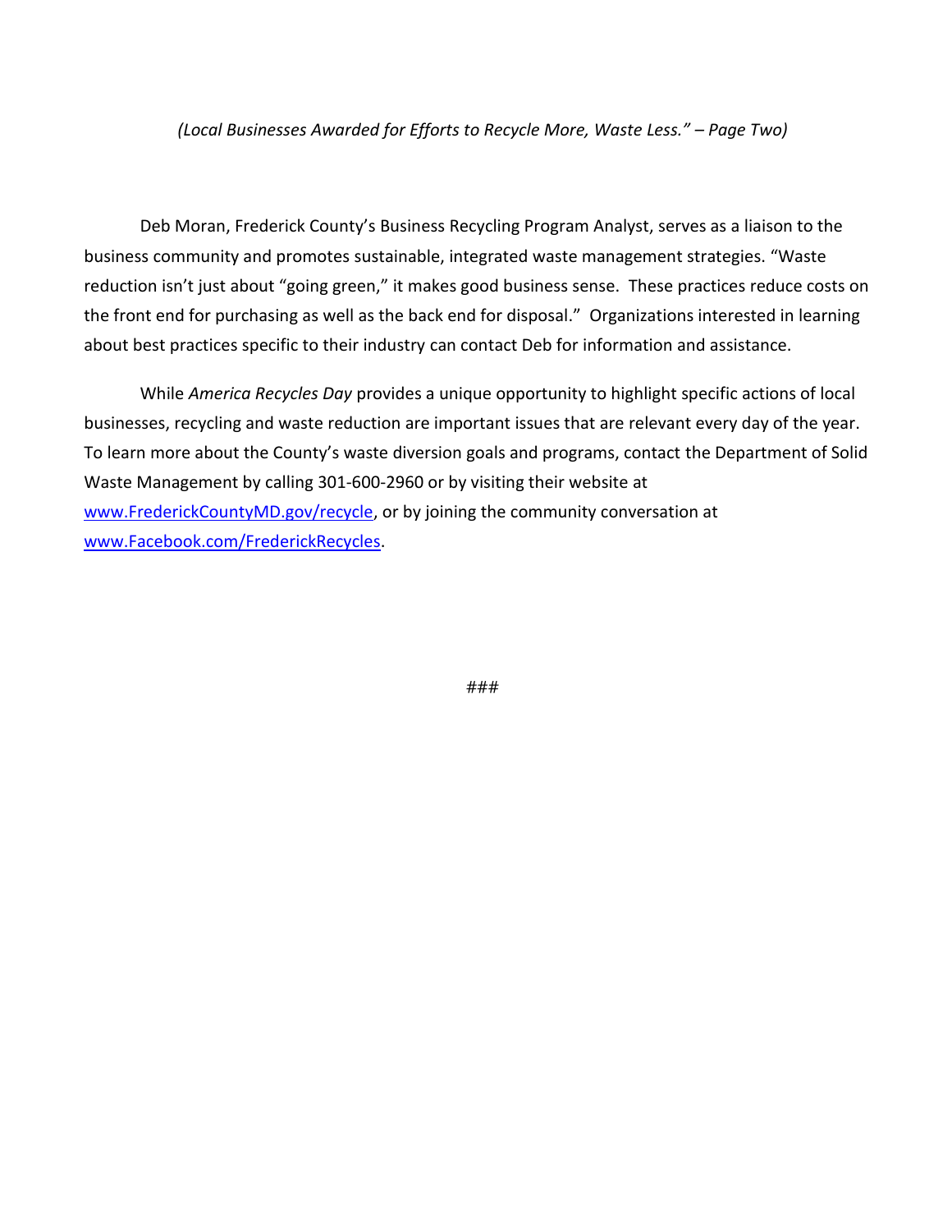Deb Moran, Frederick County's Business Recycling Program Analyst, serves as a liaison to the business community and promotes sustainable, integrated waste management strategies. "Waste reduction isn't just about "going green," it makes good business sense. These practices reduce costs on the front end for purchasing as well as the back end for disposal." Organizations interested in learning about best practices specific to their industry can contact Deb for information and assistance.

While *America Recycles Day* provides a unique opportunity to highlight specific actions of local businesses, recycling and waste reduction are important issues that are relevant every day of the year. To learn more about the County's waste diversion goals and programs, contact the Department of Solid Waste Management by calling 301-600-2960 or by visiting their website at [www.FrederickCountyMD.gov/recycle](http://www.FrederickCountyMD.gov/recycle), or by joining the community conversation at [www.Facebook.com/FrederickRecycles](http://www.Facebook.com/FrederickRecycles).

###